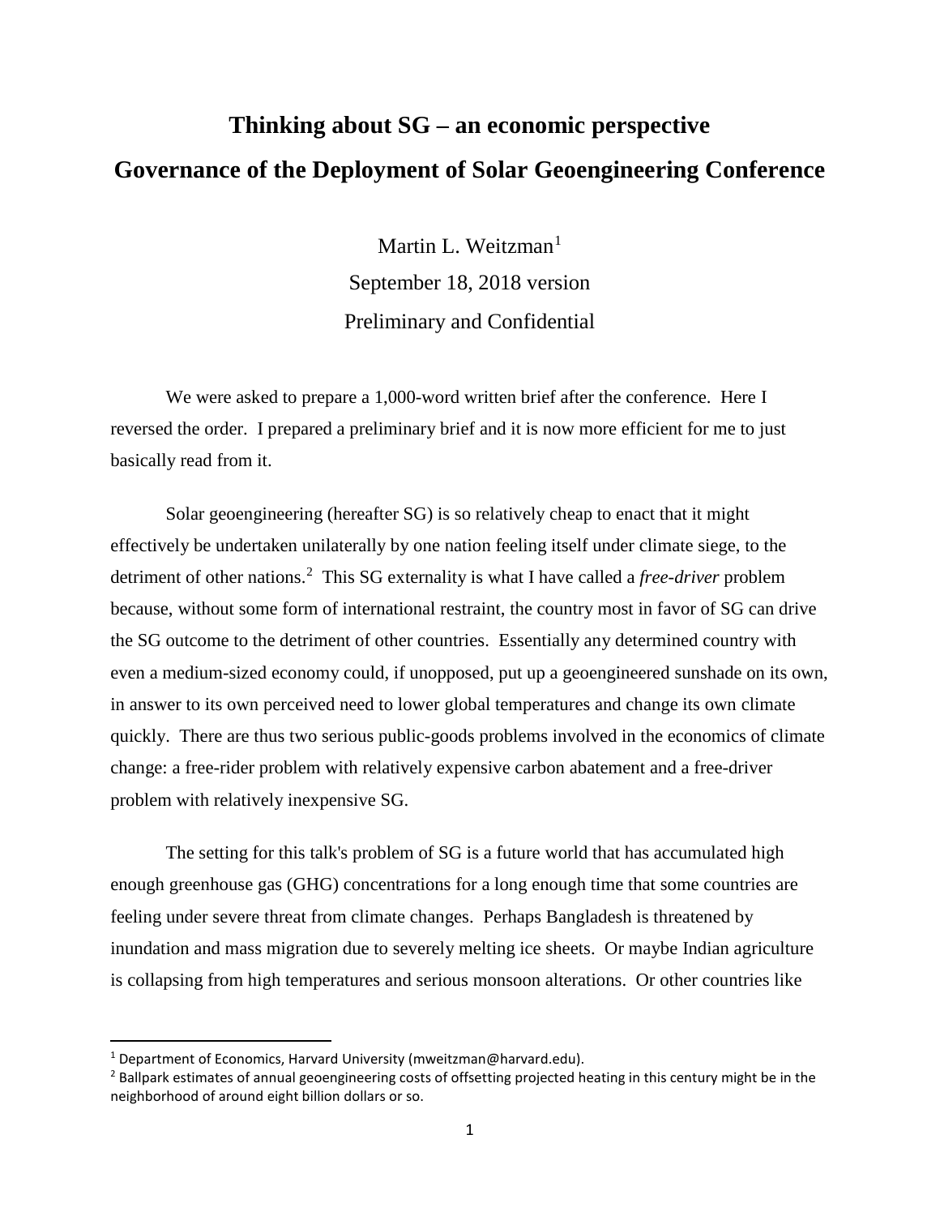# Thinking about SG – an economic perspective

# Governance of the Deployment of Solar Geoengineering Conference

Martin L. Weitzman[1]

September 18, 2018 version

Preliminary and Confidential

We were asked to prepare a 1,000-word written brief after the conference. Here I reversed the order. I prepared a preliminary brief and it is now more efficient for me to just basically read from it.

Solar geoengineering (hereafter SG) is so relatively cheap to enact that it might effectively be undertaken unilaterally by one nation feeling itself under climate siege, to the detriment of other nations.[2] This SG externality is what I have called a *free-driver* problem because, without some form of international restraint, the country most in favor of SG can drive the SG outcome to the detriment of other countries. Essentially any determined country with even a medium-sized economy could, if unopposed, put up a geoengineered sunshade on its own, in answer to its own perceived need to lower global temperatures and change its own climate quickly. There are thus two serious public-goods problems involved in the economics of climate change: a free-rider problem with relatively expensive carbon abatement and a free-driver problem with relatively inexpensive SG.

The setting for this talk's problem of SG is a future world that has accumulated high enough greenhouse gas (GHG) concentrations for a long enough time that some countries are feeling under severe threat from climate changes. Perhaps Bangladesh is threatened by inundation and mass migration due to severely melting ice sheets. Or maybe Indian agriculture is collapsing from high temperatures and serious monsoon alterations. Or other countries like

---

[1] Department of Economics, Harvard University (mweitzman@harvard.edu).

[2] Ballpark estimates of annual geoengineering costs of offsetting projected heating in this century might be in the neighborhood of around eight billion dollars or so.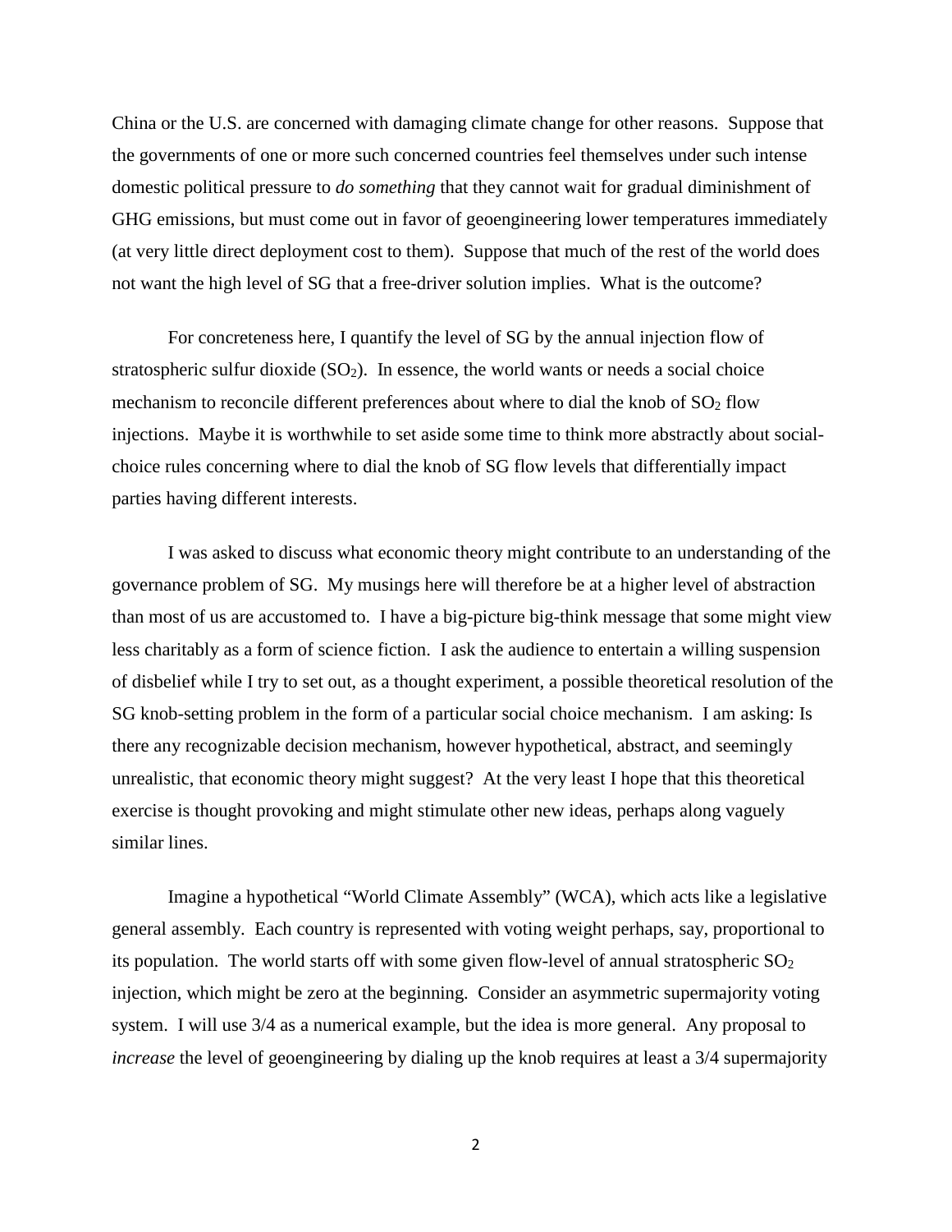China or the U.S. are concerned with damaging climate change for other reasons. Suppose that the governments of one or more such concerned countries feel themselves under such intense domestic political pressure to *do something* that they cannot wait for gradual diminishment of GHG emissions, but must come out in favor of geoengineering lower temperatures immediately (at very little direct deployment cost to them). Suppose that much of the rest of the world does not want the high level of SG that a free-driver solution implies. What is the outcome?

For concreteness here, I quantify the level of SG by the annual injection flow of stratospheric sulfur dioxide ($SO_2$). In essence, the world wants or needs a social choice mechanism to reconcile different preferences about where to dial the knob of $SO_2$ flow injections. Maybe it is worthwhile to set aside some time to think more abstractly about social-choice rules concerning where to dial the knob of SG flow levels that differentially impact parties having different interests.

I was asked to discuss what economic theory might contribute to an understanding of the governance problem of SG. My musings here will therefore be at a higher level of abstraction than most of us are accustomed to. I have a big-picture big-think message that some might view less charitably as a form of science fiction. I ask the audience to entertain a willing suspension of disbelief while I try to set out, as a thought experiment, a possible theoretical resolution of the SG knob-setting problem in the form of a particular social choice mechanism. I am asking: Is there any recognizable decision mechanism, however hypothetical, abstract, and seemingly unrealistic, that economic theory might suggest? At the very least I hope that this theoretical exercise is thought provoking and might stimulate other new ideas, perhaps along vaguely similar lines.

Imagine a hypothetical "World Climate Assembly" (WCA), which acts like a legislative general assembly. Each country is represented with voting weight perhaps, say, proportional to its population. The world starts off with some given flow-level of annual stratospheric $SO_2$ injection, which might be zero at the beginning. Consider an asymmetric supermajority voting system. I will use 3/4 as a numerical example, but the idea is more general. Any proposal to *increase* the level of geoengineering by dialing up the knob requires at least a 3/4 supermajority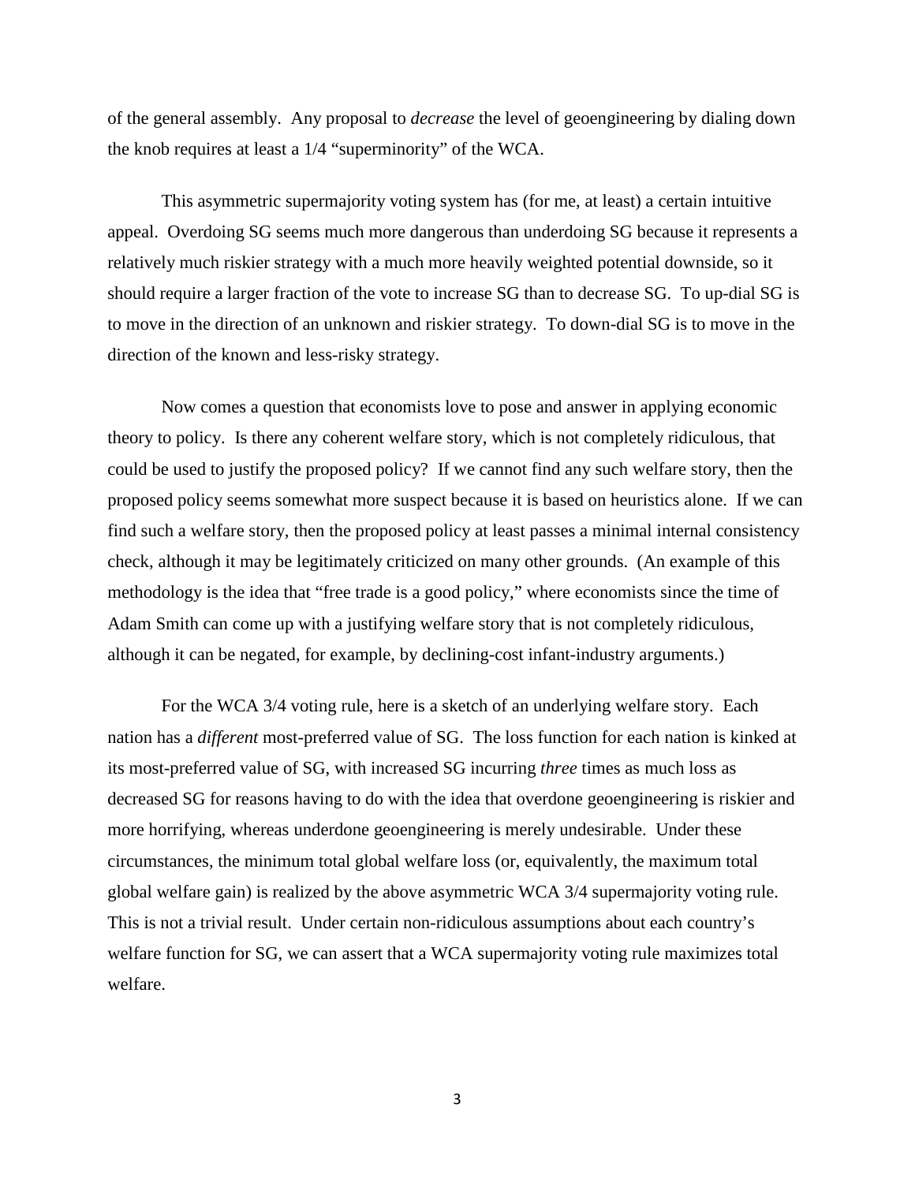of the general assembly. Any proposal to *decrease* the level of geoengineering by dialing down the knob requires at least a 1/4 "superminority" of the WCA.

This asymmetric supermajority voting system has (for me, at least) a certain intuitive appeal. Overdoing SG seems much more dangerous than underdoing SG because it represents a relatively much riskier strategy with a much more heavily weighted potential downside, so it should require a larger fraction of the vote to increase SG than to decrease SG. To up-dial SG is to move in the direction of an unknown and riskier strategy. To down-dial SG is to move in the direction of the known and less-risky strategy.

Now comes a question that economists love to pose and answer in applying economic theory to policy. Is there any coherent welfare story, which is not completely ridiculous, that could be used to justify the proposed policy? If we cannot find any such welfare story, then the proposed policy seems somewhat more suspect because it is based on heuristics alone. If we can find such a welfare story, then the proposed policy at least passes a minimal internal consistency check, although it may be legitimately criticized on many other grounds. (An example of this methodology is the idea that "free trade is a good policy," where economists since the time of Adam Smith can come up with a justifying welfare story that is not completely ridiculous, although it can be negated, for example, by declining-cost infant-industry arguments.)

For the WCA 3/4 voting rule, here is a sketch of an underlying welfare story. Each nation has a *different* most-preferred value of SG. The loss function for each nation is kinked at its most-preferred value of SG, with increased SG incurring *three* times as much loss as decreased SG for reasons having to do with the idea that overdone geoengineering is riskier and more horrifying, whereas underdone geoengineering is merely undesirable. Under these circumstances, the minimum total global welfare loss (or, equivalently, the maximum total global welfare gain) is realized by the above asymmetric WCA 3/4 supermajority voting rule. This is not a trivial result. Under certain non-ridiculous assumptions about each country's welfare function for SG, we can assert that a WCA supermajority voting rule maximizes total welfare.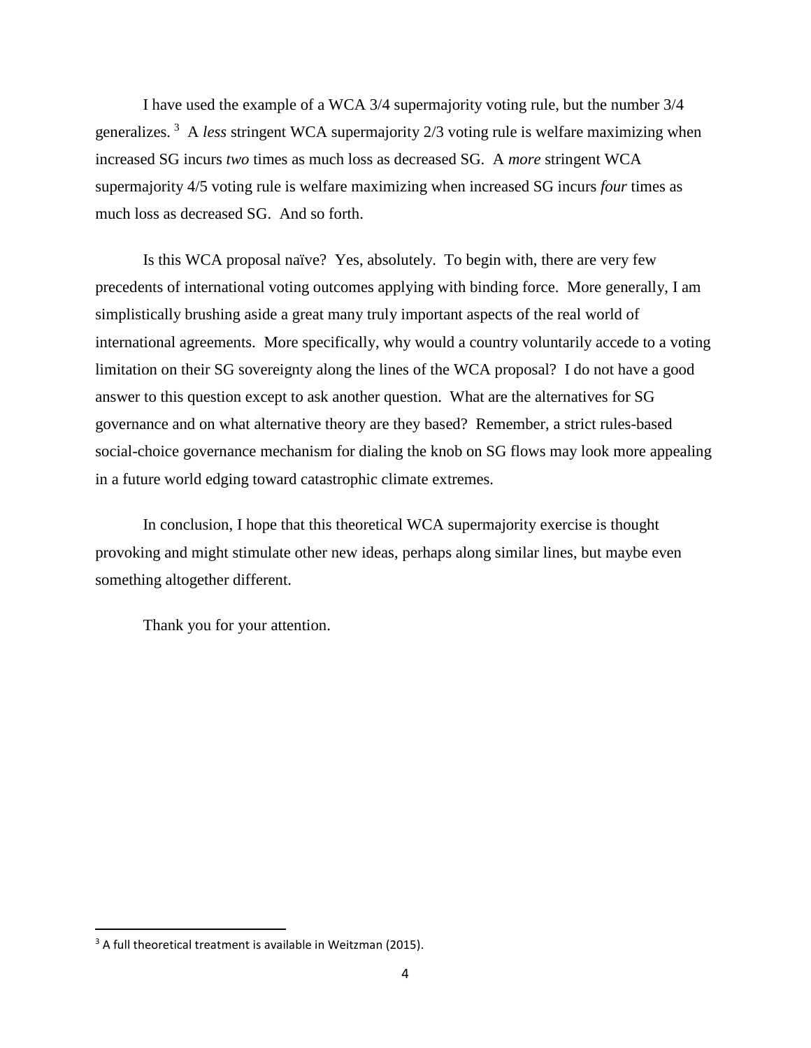I have used the example of a WCA 3/4 supermajority voting rule, but the number 3/4 generalizes. [3] A *less* stringent WCA supermajority 2/3 voting rule is welfare maximizing when increased SG incurs *two* times as much loss as decreased SG. A *more* stringent WCA supermajority 4/5 voting rule is welfare maximizing when increased SG incurs *four* times as much loss as decreased SG. And so forth.

Is this WCA proposal naïve? Yes, absolutely. To begin with, there are very few precedents of international voting outcomes applying with binding force. More generally, I am simplistically brushing aside a great many truly important aspects of the real world of international agreements. More specifically, why would a country voluntarily accede to a voting limitation on their SG sovereignty along the lines of the WCA proposal? I do not have a good answer to this question except to ask another question. What are the alternatives for SG governance and on what alternative theory are they based? Remember, a strict rules-based social-choice governance mechanism for dialing the knob on SG flows may look more appealing in a future world edging toward catastrophic climate extremes.

In conclusion, I hope that this theoretical WCA supermajority exercise is thought provoking and might stimulate other new ideas, perhaps along similar lines, but maybe even something altogether different.

Thank you for your attention.

[3] A full theoretical treatment is available in Weitzman (2015).